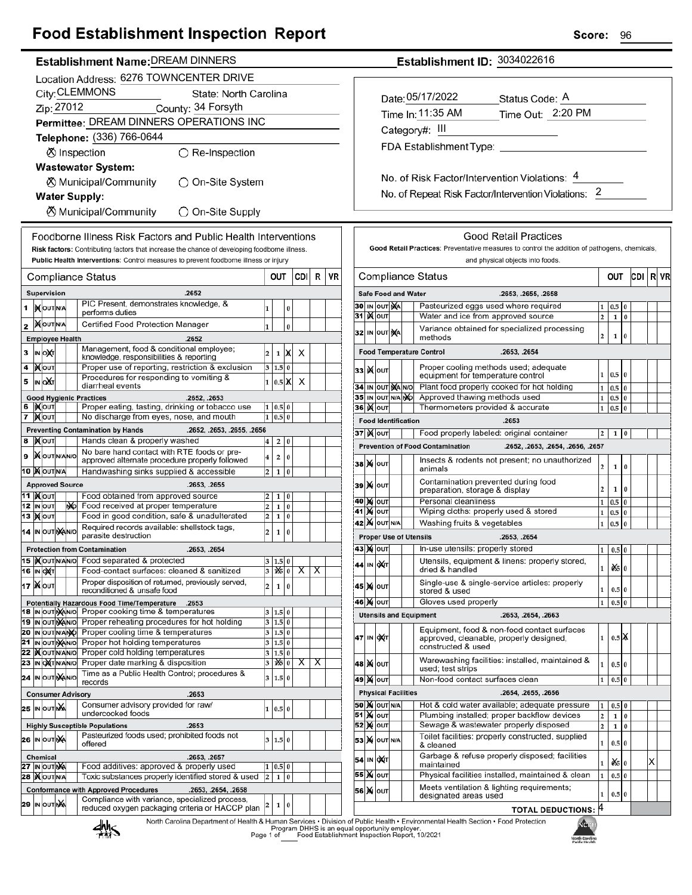# Food Establishment Inspection Report

**Score:** 96

**Establishment Name:** DREAM DINNERS

**Establishment ID:** 3034022616

Location Address: 6276 TOWNCENTER DRIVE
City: CLEMMONS State: North Carolina
Zip: 27012 County: 34 Forsyth
Permittee: DREAM DINNERS OPERATIONS INC
Telephone: (336) 766-0644

☒ Inspection ◯ Re-Inspection

**Wastewater System:**
☒ Municipal/Community ◯ On-Site System

**Water Supply:**
☒ Municipal/Community ◯ On-Site Supply

Date: 05/17/2022 Status Code: A
Time In: 11:35 AM Time Out: 2:20 PM
Category#: III
FDA Establishment Type:

No. of Risk Factor/Intervention Violations: 4
No. of Repeat Risk Factor/Intervention Violations: 2

## Foodborne Illness Risk Factors and Public Health Interventions

**Risk factors:** Contributing factors that increase the chance of developing foodborne illness.
**Public Health Interventions:** Control measures to prevent foodborne illness or injury

| # | Status | Compliance Status | OUT | | CDI | R | VR |
|---|---|---|---|---|---|---|---|
| | | **Supervision** .2652 | | | | | |
| 1 | IN | PIC Present, demonstrates knowledge, & performs duties | 1 | | 0 | | |
| 2 | IN | Certified Food Protection Manager | 1 | | 0 | | |
| | | **Employee Health** .2652 | | | | | |
| 3 | OUT | Management, food & conditional employee; knowledge, responsibilities & reporting | 2 | 1 | X | X | |
| 4 | IN | Proper use of reporting, restriction & exclusion | 3 | 1.5 | 0 | | |
| 5 | OUT | Procedures for responding to vomiting & diarrheal events | 1 | 0.5 | X | X | |
| | | **Good Hygienic Practices** .2652, .2653 | | | | | |
| 6 | IN | Proper eating, tasting, drinking or tobacco use | 1 | 0.5 | 0 | | |
| 7 | IN | No discharge from eyes, nose, and mouth | 1 | 0.5 | 0 | | |
| | | **Preventing Contamination by Hands** .2652, .2653, .2655, .2656 | | | | | |
| 8 | IN | Hands clean & properly washed | 4 | 2 | 0 | | |
| 9 | IN | No bare hand contact with RTE foods or pre-approved alternate procedure properly followed | 4 | 2 | 0 | | |
| 10 | IN | Handwashing sinks supplied & accessible | 2 | 1 | 0 | | |
| | | **Approved Source** .2653, .2655 | | | | | |
| 11 | IN | Food obtained from approved source | 2 | 1 | 0 | | |
| 12 | N/O | Food received at proper temperature | 2 | 1 | 0 | | |
| 13 | IN | Food in good condition, safe & unadulterated | 2 | 1 | 0 | | |
| 14 | N/A | Required records available: shellstock tags, parasite destruction | 2 | 1 | 0 | | |
| | | **Protection from Contamination** .2653, .2654 | | | | | |
| 15 | IN | Food separated & protected | 3 | 1.5 | 0 | | |
| 16 | OUT | Food-contact surfaces: cleaned & sanitized | 3 | 1.5 (X) | 0 | X | X |
| 17 | IN | Proper disposition of returned, previously served, reconditioned & unsafe food | 2 | 1 | 0 | | |
| | | **Potentially Hazardous Food Time/Temperature** .2653 | | | | | |
| 18 | N/A | Proper cooking time & temperatures | 3 | 1.5 | 0 | | |
| 19 | N/A | Proper reheating procedures for hot holding | 3 | 1.5 | 0 | | |
| 20 | N/O | Proper cooling time & temperatures | 3 | 1.5 | 0 | | |
| 21 | N/A | Proper hot holding temperatures | 3 | 1.5 | 0 | | |
| 22 | IN | Proper cold holding temperatures | 3 | 1.5 | 0 | | |
| 23 | OUT | Proper date marking & disposition | 3 | 1.5 (X) | 0 | X | X |
| 24 | N/A | Time as a Public Health Control; procedures & records | 3 | 1.5 | 0 | | |
| | | **Consumer Advisory** .2653 | | | | | |
| 25 | N/A | Consumer advisory provided for raw/undercooked foods | 1 | 0.5 | 0 | | |
| | | **Highly Susceptible Populations** .2653 | | | | | |
| 26 | N/A | Pasteurized foods used; prohibited foods not offered | 3 | 1.5 | 0 | | |
| | | **Chemical** .2653, .2657 | | | | | |
| 27 | N/A | Food additives: approved & properly used | 1 | 0.5 | 0 | | |
| 28 | IN | Toxic substances properly identified stored & used | 2 | 1 | 0 | | |
| | | **Conformance with Approved Procedures** .2653, .2654, .2658 | | | | | |
| 29 | N/A | Compliance with variance, specialized process, reduced oxygen packaging criteria or HACCP plan | 2 | 1 | 0 | | |

## Good Retail Practices

**Good Retail Practices:** Preventative measures to control the addition of pathogens, chemicals, and physical objects into foods.

| # | Status | Compliance Status | OUT | | CDI | R | VR |
|---|---|---|---|---|---|---|---|
| | | **Safe Food and Water** .2653, .2655, .2658 | | | | | |
| 30 | N/A | Pasteurized eggs used where required | 1 | 0.5 | 0 | | |
| 31 | IN | Water and ice from approved source | 2 | 1 | 0 | | |
| 32 | N/A | Variance obtained for specialized processing methods | 2 | 1 | 0 | | |
| | | **Food Temperature Control** .2653, .2654 | | | | | |
| 33 | IN | Proper cooling methods used; adequate equipment for temperature control | 1 | 0.5 | 0 | | |
| 34 | N/A | Plant food properly cooked for hot holding | 1 | 0.5 | 0 | | |
| 35 | N/O | Approved thawing methods used | 1 | 0.5 | 0 | | |
| 36 | IN | Thermometers provided & accurate | 1 | 0.5 | 0 | | |
| | | **Food Identification** .2653 | | | | | |
| 37 | IN | Food properly labeled: original container | 2 | 1 | 0 | | |
| | | **Prevention of Food Contamination** .2652, .2653, .2654, .2656, .2657 | | | | | |
| 38 | IN | Insects & rodents not present; no unauthorized animals | 2 | 1 | 0 | | |
| 39 | IN | Contamination prevented during food preparation, storage & display | 2 | 1 | 0 | | |
| 40 | IN | Personal cleanliness | 1 | 0.5 | 0 | | |
| 41 | IN | Wiping cloths: properly used & stored | 1 | 0.5 | 0 | | |
| 42 | IN | Washing fruits & vegetables | 1 | 0.5 | 0 | | |
| | | **Proper Use of Utensils** .2653, .2654 | | | | | |
| 43 | IN | In-use utensils: properly stored | 1 | 0.5 | 0 | | |
| 44 | OUT | Utensils, equipment & linens: properly stored, dried & handled | 1 | 0.5 (X) | 0 | | |
| 45 | IN | Single-use & single-service articles: properly stored & used | 1 | 0.5 | 0 | | |
| 46 | IN | Gloves used properly | 1 | 0.5 | 0 | | |
| | | **Utensils and Equipment** .2653, .2654, .2663 | | | | | |
| 47 | OUT | Equipment, food & non-food contact surfaces approved, cleanable, properly designed, constructed & used | 1 | 0.5 | X | | |
| 48 | IN | Warewashing facilities: installed, maintained & used; test strips | 1 | 0.5 | 0 | | |
| 49 | IN | Non-food contact surfaces clean | 1 | 0.5 | 0 | | |
| | | **Physical Facilities** .2654, .2655, .2656 | | | | | |
| 50 | IN | Hot & cold water available; adequate pressure | 1 | 0.5 | 0 | | |
| 51 | IN | Plumbing installed; proper backflow devices | 2 | 1 | 0 | | |
| 52 | IN | Sewage & wastewater properly disposed | 2 | 1 | 0 | | |
| 53 | IN | Toilet facilities: properly constructed, supplied & cleaned | 1 | 0.5 | 0 | | |
| 54 | OUT | Garbage & refuse properly disposed; facilities maintained | 1 | 0.5 (X) | 0 | | X |
| 55 | IN | Physical facilities installed, maintained & clean | 1 | 0.5 | 0 | | |
| 56 | IN | Meets ventilation & lighting requirements; designated areas used | 1 | 0.5 | 0 | | |
| | | **TOTAL DEDUCTIONS:** 4 | | | | | |

North Carolina Department of Health & Human Services • Division of Public Health • Environmental Health Section • Food Protection Program DHHS is an equal opportunity employer.
Food Establishment Inspection Report, 10/2021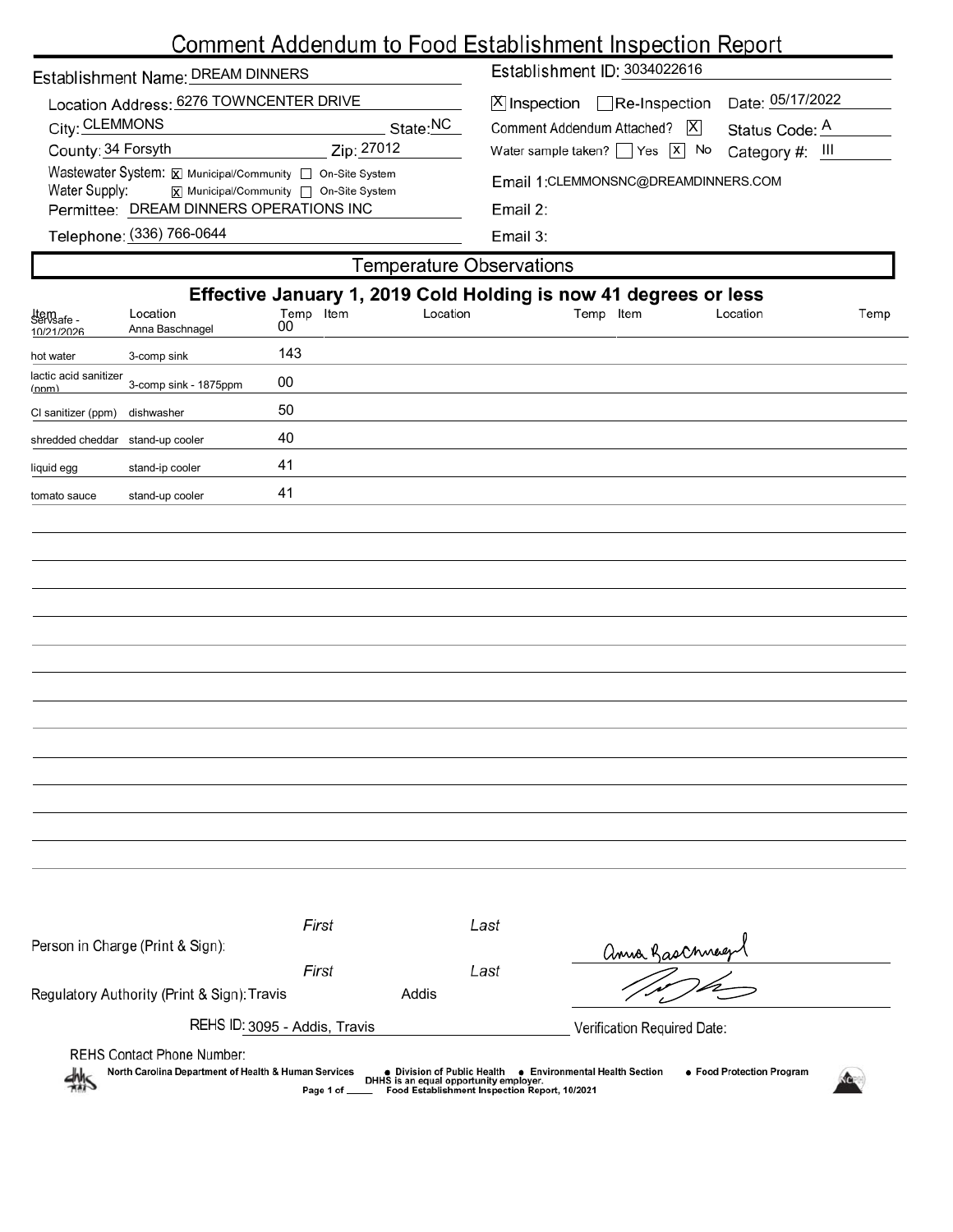# Comment Addendum to Food Establishment Inspection Report

Establishment Name: DREAM DINNERS

Location Address: 6276 TOWNCENTER DRIVE

City: CLEMMONS State: NC

County: 34 Forsyth Zip: 27012

Wastewater System: [X] Municipal/Community [ ] On-Site System

Water Supply: [X] Municipal/Community [ ] On-Site System

Permittee: DREAM DINNERS OPERATIONS INC

Telephone: (336) 766-0644

Establishment ID: 3034022616

[X] Inspection [ ] Re-Inspection Date: 05/17/2022

Comment Addendum Attached? [X] Status Code: A

Water sample taken? [ ] Yes [X] No Category #: III

Email 1: CLEMMONSNC@DREAMDINNERS.COM

Email 2:

Email 3:

## Temperature Observations

**Effective January 1, 2019 Cold Holding is now 41 degrees or less**

| Item | Location | Temp | Item | Location | Temp | Item | Location | Temp |
|---|---|---|---|---|---|---|---|---|
| Servsafe - 10/21/2026 | Anna Baschnagel | 00 | | | | | | |
| hot water | 3-comp sink | 143 | | | | | | |
| lactic acid sanitizer (ppm) | 3-comp sink - 1875ppm | 00 | | | | | | |
| Cl sanitizer (ppm) | dishwasher | 50 | | | | | | |
| shredded cheddar | stand-up cooler | 40 | | | | | | |
| liquid egg | stand-ip cooler | 41 | | | | | | |
| tomato sauce | stand-up cooler | 41 | | | | | | |

Person in Charge (Print & Sign): First Last

Regulatory Authority (Print & Sign): First Travis Last Addis

REHS ID: 3095 - Addis, Travis

Verification Required Date:

REHS Contact Phone Number:

North Carolina Department of Health & Human Services • Division of Public Health • Environmental Health Section • Food Protection Program

DHHS is an equal opportunity employer.

Food Establishment Inspection Report, 10/2021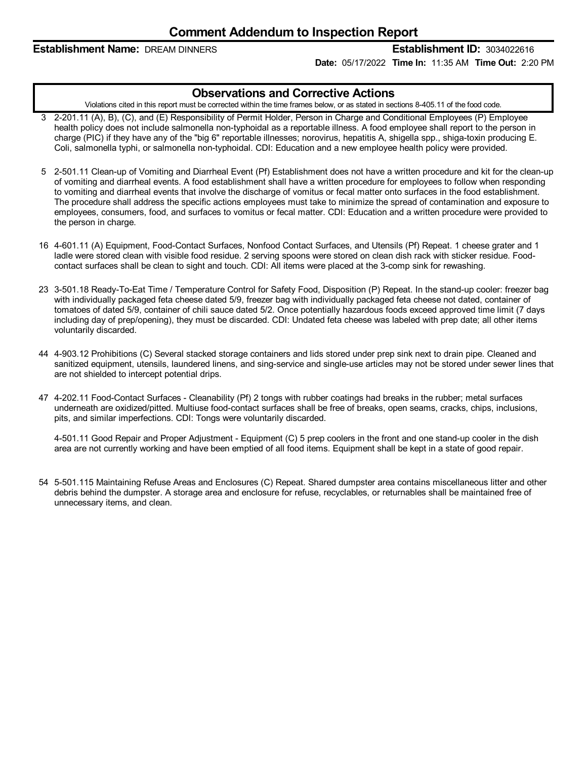# Comment Addendum to Inspection Report

**Establishment Name:** DREAM DINNERS **Establishment ID:** 3034022616

**Date:** 05/17/2022 **Time In:** 11:35 AM **Time Out:** 2:20 PM

## Observations and Corrective Actions

Violations cited in this report must be corrected within the time frames below, or as stated in sections 8-405.11 of the food code.

3 2-201.11 (A), B), (C), and (E) Responsibility of Permit Holder, Person in Charge and Conditional Employees (P) Employee health policy does not include salmonella non-typhoidal as a reportable illness. A food employee shall report to the person in charge (PIC) if they have any of the "big 6" reportable illnesses; norovirus, hepatitis A, shigella spp., shiga-toxin producing E. Coli, salmonella typhi, or salmonella non-typhoidal. CDI: Education and a new employee health policy were provided.

5 2-501.11 Clean-up of Vomiting and Diarrheal Event (Pf) Establishment does not have a written procedure and kit for the clean-up of vomiting and diarrheal events. A food establishment shall have a written procedure for employees to follow when responding to vomiting and diarrheal events that involve the discharge of vomitus or fecal matter onto surfaces in the food establishment. The procedure shall address the specific actions employees must take to minimize the spread of contamination and exposure to employees, consumers, food, and surfaces to vomitus or fecal matter. CDI: Education and a written procedure were provided to the person in charge.

16 4-601.11 (A) Equipment, Food-Contact Surfaces, Nonfood Contact Surfaces, and Utensils (Pf) Repeat. 1 cheese grater and 1 ladle were stored clean with visible food residue. 2 serving spoons were stored on clean dish rack with sticker residue. Food-contact surfaces shall be clean to sight and touch. CDI: All items were placed at the 3-comp sink for rewashing.

23 3-501.18 Ready-To-Eat Time / Temperature Control for Safety Food, Disposition (P) Repeat. In the stand-up cooler: freezer bag with individually packaged feta cheese dated 5/9, freezer bag with individually packaged feta cheese not dated, container of tomatoes of dated 5/9, container of chili sauce dated 5/2. Once potentially hazardous foods exceed approved time limit (7 days including day of prep/opening), they must be discarded. CDI: Undated feta cheese was labeled with prep date; all other items voluntarily discarded.

44 4-903.12 Prohibitions (C) Several stacked storage containers and lids stored under prep sink next to drain pipe. Cleaned and sanitized equipment, utensils, laundered linens, and sing-service and single-use articles may not be stored under sewer lines that are not shielded to intercept potential drips.

47 4-202.11 Food-Contact Surfaces - Cleanability (Pf) 2 tongs with rubber coatings had breaks in the rubber; metal surfaces underneath are oxidized/pitted. Multiuse food-contact surfaces shall be free of breaks, open seams, cracks, chips, inclusions, pits, and similar imperfections. CDI: Tongs were voluntarily discarded.

4-501.11 Good Repair and Proper Adjustment - Equipment (C) 5 prep coolers in the front and one stand-up cooler in the dish area are not currently working and have been emptied of all food items. Equipment shall be kept in a state of good repair.

54 5-501.115 Maintaining Refuse Areas and Enclosures (C) Repeat. Shared dumpster area contains miscellaneous litter and other debris behind the dumpster. A storage area and enclosure for refuse, recyclables, or returnables shall be maintained free of unnecessary items, and clean.